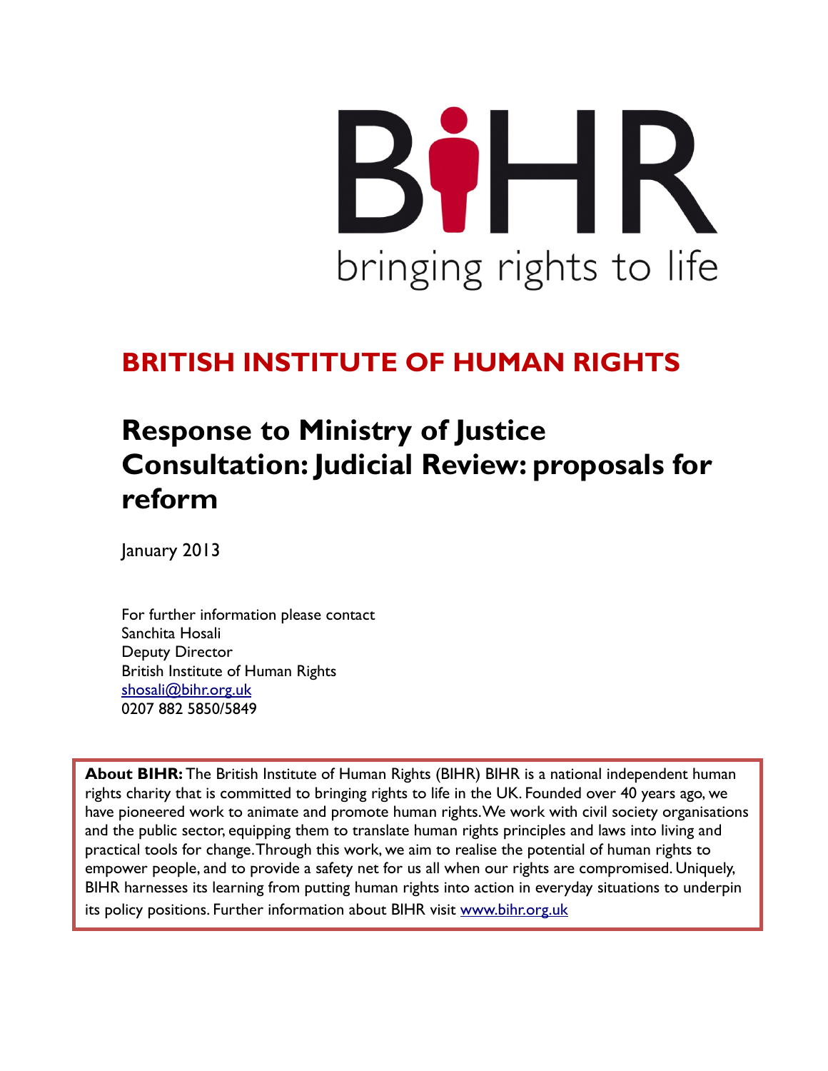BIHR

bringing rights to life

# BRITISH INSTITUTE OF HUMAN RIGHTS

## Response to Ministry of Justice Consultation: Judicial Review: proposals for reform

January 2013

For further information please contact
Sanchita Hosali
Deputy Director
British Institute of Human Rights
shosali@bihr.org.uk
0207 882 5850/5849

**About BIHR:** The British Institute of Human Rights (BIHR) BIHR is a national independent human rights charity that is committed to bringing rights to life in the UK. Founded over 40 years ago, we have pioneered work to animate and promote human rights. We work with civil society organisations and the public sector, equipping them to translate human rights principles and laws into living and practical tools for change. Through this work, we aim to realise the potential of human rights to empower people, and to provide a safety net for us all when our rights are compromised. Uniquely, BIHR harnesses its learning from putting human rights into action in everyday situations to underpin its policy positions. Further information about BIHR visit www.bihr.org.uk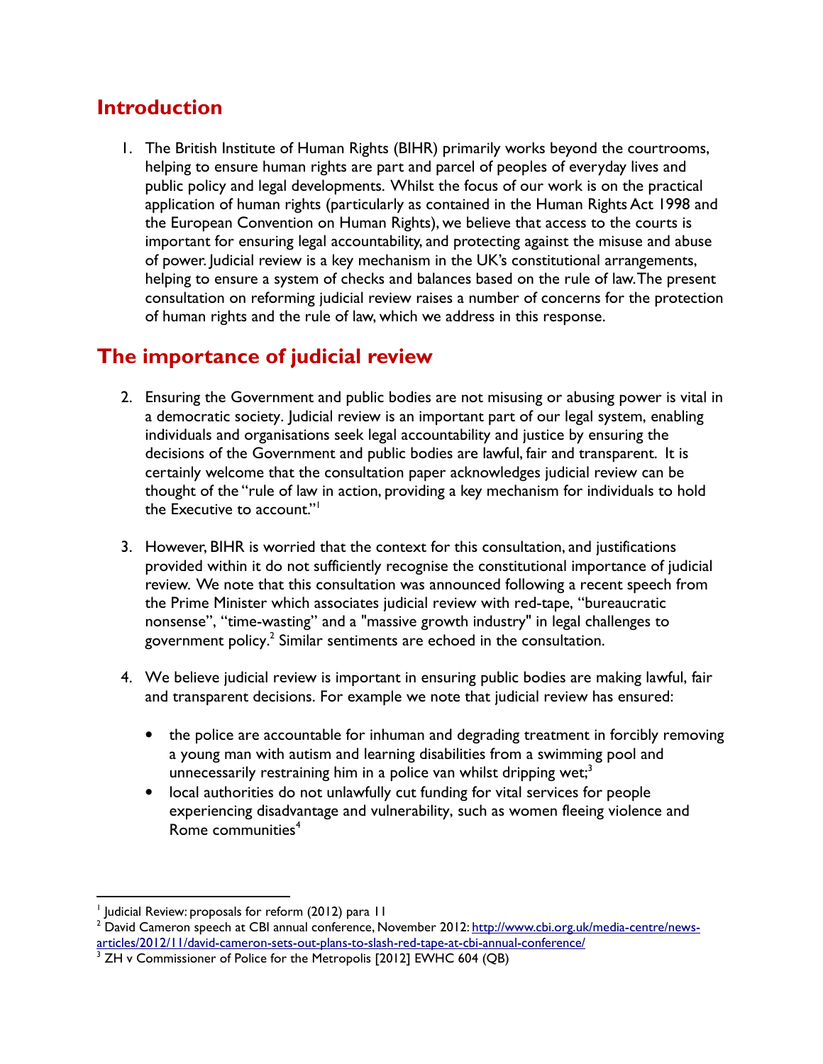## Introduction

1. The British Institute of Human Rights (BIHR) primarily works beyond the courtrooms, helping to ensure human rights are part and parcel of peoples of everyday lives and public policy and legal developments. Whilst the focus of our work is on the practical application of human rights (particularly as contained in the Human Rights Act 1998 and the European Convention on Human Rights), we believe that access to the courts is important for ensuring legal accountability, and protecting against the misuse and abuse of power. Judicial review is a key mechanism in the UK's constitutional arrangements, helping to ensure a system of checks and balances based on the rule of law. The present consultation on reforming judicial review raises a number of concerns for the protection of human rights and the rule of law, which we address in this response.

## The importance of judicial review

2. Ensuring the Government and public bodies are not misusing or abusing power is vital in a democratic society. Judicial review is an important part of our legal system, enabling individuals and organisations seek legal accountability and justice by ensuring the decisions of the Government and public bodies are lawful, fair and transparent. It is certainly welcome that the consultation paper acknowledges judicial review can be thought of the "rule of law in action, providing a key mechanism for individuals to hold the Executive to account."[1]

3. However, BIHR is worried that the context for this consultation, and justifications provided within it do not sufficiently recognise the constitutional importance of judicial review. We note that this consultation was announced following a recent speech from the Prime Minister which associates judicial review with red-tape, "bureaucratic nonsense", "time-wasting" and a "massive growth industry" in legal challenges to government policy.[2] Similar sentiments are echoed in the consultation.

4. We believe judicial review is important in ensuring public bodies are making lawful, fair and transparent decisions. For example we note that judicial review has ensured:

   - the police are accountable for inhuman and degrading treatment in forcibly removing a young man with autism and learning disabilities from a swimming pool and unnecessarily restraining him in a police van whilst dripping wet;[3]
   - local authorities do not unlawfully cut funding for vital services for people experiencing disadvantage and vulnerability, such as women fleeing violence and Rome communities[4]

---

[1] Judicial Review: proposals for reform (2012) para 11

[2] David Cameron speech at CBI annual conference, November 2012: http://www.cbi.org.uk/media-centre/news-articles/2012/11/david-cameron-sets-out-plans-to-slash-red-tape-at-cbi-annual-conference/

[3] ZH v Commissioner of Police for the Metropolis [2012] EWHC 604 (QB)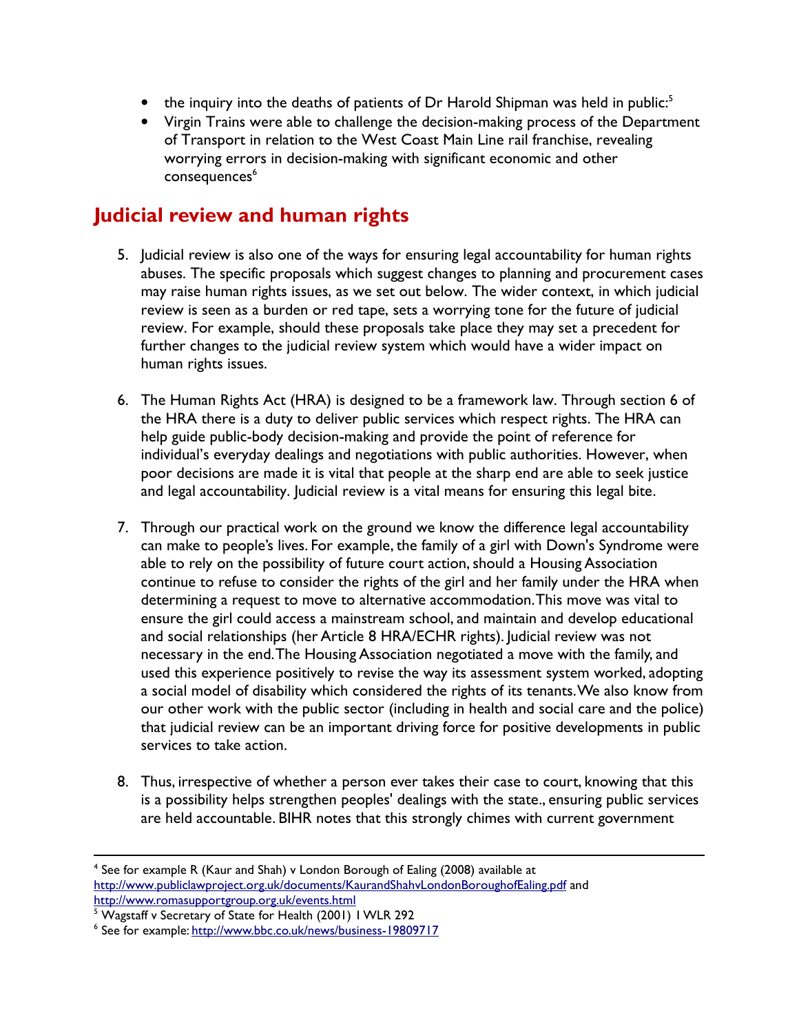- the inquiry into the deaths of patients of Dr Harold Shipman was held in public:[5]
- Virgin Trains were able to challenge the decision-making process of the Department of Transport in relation to the West Coast Main Line rail franchise, revealing worrying errors in decision-making with significant economic and other consequences[6]

## Judicial review and human rights

5. Judicial review is also one of the ways for ensuring legal accountability for human rights abuses. The specific proposals which suggest changes to planning and procurement cases may raise human rights issues, as we set out below. The wider context, in which judicial review is seen as a burden or red tape, sets a worrying tone for the future of judicial review. For example, should these proposals take place they may set a precedent for further changes to the judicial review system which would have a wider impact on human rights issues.

6. The Human Rights Act (HRA) is designed to be a framework law. Through section 6 of the HRA there is a duty to deliver public services which respect rights. The HRA can help guide public-body decision-making and provide the point of reference for individual's everyday dealings and negotiations with public authorities. However, when poor decisions are made it is vital that people at the sharp end are able to seek justice and legal accountability. Judicial review is a vital means for ensuring this legal bite.

7. Through our practical work on the ground we know the difference legal accountability can make to people's lives. For example, the family of a girl with Down's Syndrome were able to rely on the possibility of future court action, should a Housing Association continue to refuse to consider the rights of the girl and her family under the HRA when determining a request to move to alternative accommodation. This move was vital to ensure the girl could access a mainstream school, and maintain and develop educational and social relationships (her Article 8 HRA/ECHR rights). Judicial review was not necessary in the end. The Housing Association negotiated a move with the family, and used this experience positively to revise the way its assessment system worked, adopting a social model of disability which considered the rights of its tenants. We also know from our other work with the public sector (including in health and social care and the police) that judicial review can be an important driving force for positive developments in public services to take action.

8. Thus, irrespective of whether a person ever takes their case to court, knowing that this is a possibility helps strengthen peoples' dealings with the state., ensuring public services are held accountable. BIHR notes that this strongly chimes with current government

---

[4] See for example R (Kaur and Shah) v London Borough of Ealing (2008) available at http://www.publiclawproject.org.uk/documents/KaurandShahvLondonBoroughofEaling.pdf and http://www.romasupportgroup.org.uk/events.html

[5] Wagstaff v Secretary of State for Health (2001) 1 WLR 292

[6] See for example: http://www.bbc.co.uk/news/business-19809717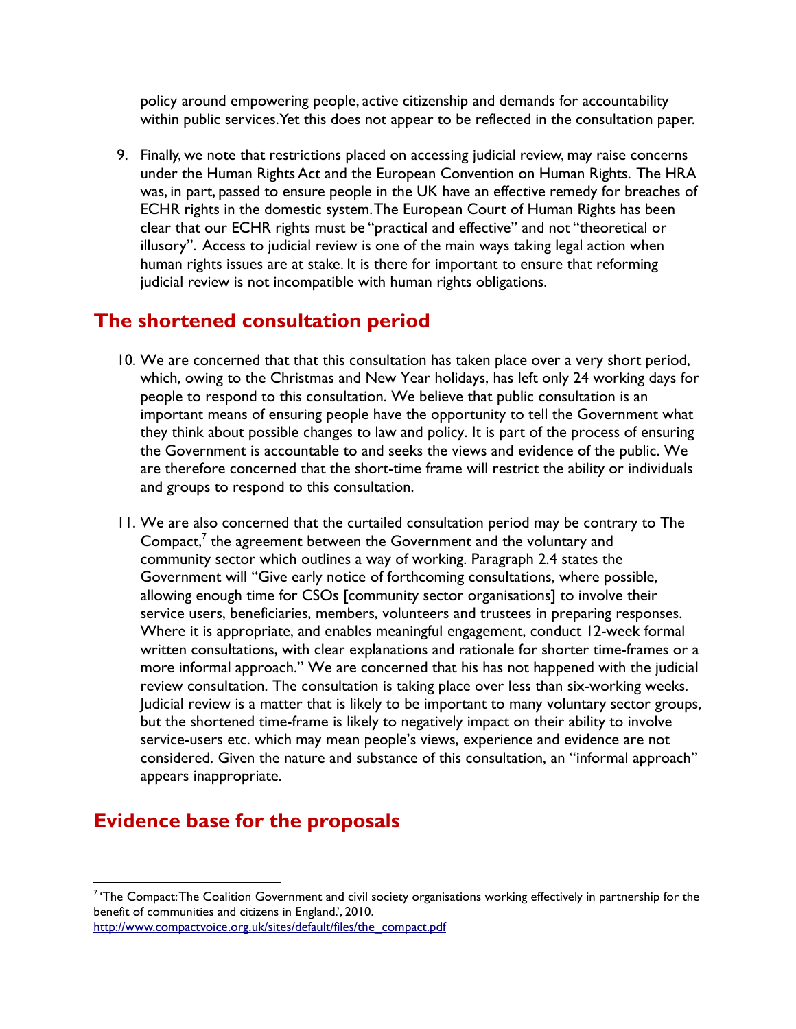policy around empowering people, active citizenship and demands for accountability within public services. Yet this does not appear to be reflected in the consultation paper.

9. Finally, we note that restrictions placed on accessing judicial review, may raise concerns under the Human Rights Act and the European Convention on Human Rights. The HRA was, in part, passed to ensure people in the UK have an effective remedy for breaches of ECHR rights in the domestic system. The European Court of Human Rights has been clear that our ECHR rights must be "practical and effective" and not "theoretical or illusory". Access to judicial review is one of the main ways taking legal action when human rights issues are at stake. It is there for important to ensure that reforming judicial review is not incompatible with human rights obligations.

## The shortened consultation period

10. We are concerned that that this consultation has taken place over a very short period, which, owing to the Christmas and New Year holidays, has left only 24 working days for people to respond to this consultation. We believe that public consultation is an important means of ensuring people have the opportunity to tell the Government what they think about possible changes to law and policy. It is part of the process of ensuring the Government is accountable to and seeks the views and evidence of the public. We are therefore concerned that the short-time frame will restrict the ability or individuals and groups to respond to this consultation.

11. We are also concerned that the curtailed consultation period may be contrary to The Compact,[7] the agreement between the Government and the voluntary and community sector which outlines a way of working. Paragraph 2.4 states the Government will "Give early notice of forthcoming consultations, where possible, allowing enough time for CSOs [community sector organisations] to involve their service users, beneficiaries, members, volunteers and trustees in preparing responses. Where it is appropriate, and enables meaningful engagement, conduct 12-week formal written consultations, with clear explanations and rationale for shorter time-frames or a more informal approach." We are concerned that his has not happened with the judicial review consultation. The consultation is taking place over less than six-working weeks. Judicial review is a matter that is likely to be important to many voluntary sector groups, but the shortened time-frame is likely to negatively impact on their ability to involve service-users etc. which may mean people's views, experience and evidence are not considered. Given the nature and substance of this consultation, an "informal approach" appears inappropriate.

## Evidence base for the proposals

[7] 'The Compact: The Coalition Government and civil society organisations working effectively in partnership for the benefit of communities and citizens in England.', 2010. http://www.compactvoice.org.uk/sites/default/files/the_compact.pdf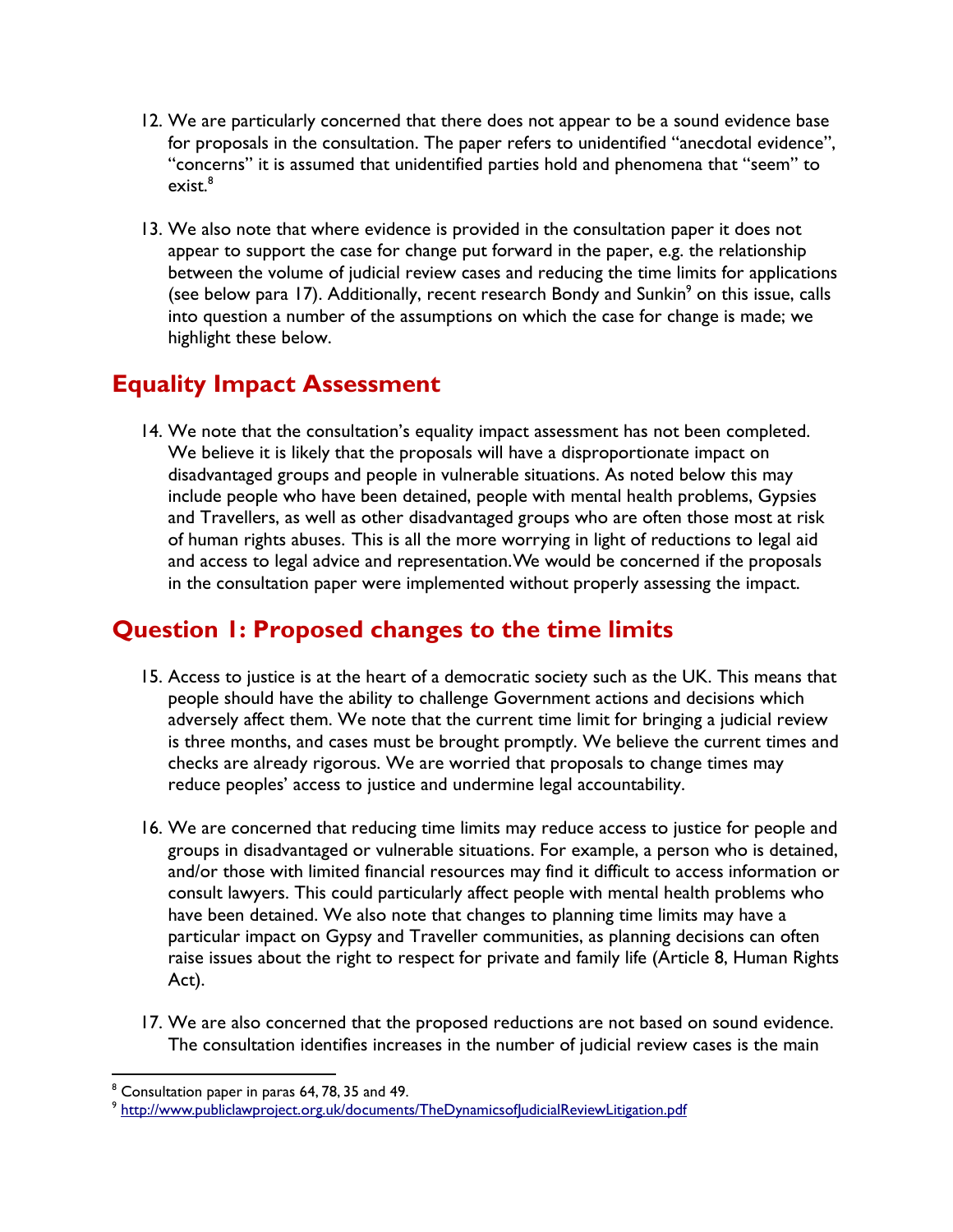12. We are particularly concerned that there does not appear to be a sound evidence base for proposals in the consultation. The paper refers to unidentified "anecdotal evidence", "concerns" it is assumed that unidentified parties hold and phenomena that "seem" to exist.[8]

13. We also note that where evidence is provided in the consultation paper it does not appear to support the case for change put forward in the paper, e.g. the relationship between the volume of judicial review cases and reducing the time limits for applications (see below para 17). Additionally, recent research Bondy and Sunkin[9] on this issue, calls into question a number of the assumptions on which the case for change is made; we highlight these below.

## Equality Impact Assessment

14. We note that the consultation's equality impact assessment has not been completed. We believe it is likely that the proposals will have a disproportionate impact on disadvantaged groups and people in vulnerable situations. As noted below this may include people who have been detained, people with mental health problems, Gypsies and Travellers, as well as other disadvantaged groups who are often those most at risk of human rights abuses. This is all the more worrying in light of reductions to legal aid and access to legal advice and representation. We would be concerned if the proposals in the consultation paper were implemented without properly assessing the impact.

## Question 1: Proposed changes to the time limits

15. Access to justice is at the heart of a democratic society such as the UK. This means that people should have the ability to challenge Government actions and decisions which adversely affect them. We note that the current time limit for bringing a judicial review is three months, and cases must be brought promptly. We believe the current times and checks are already rigorous. We are worried that proposals to change times may reduce peoples' access to justice and undermine legal accountability.

16. We are concerned that reducing time limits may reduce access to justice for people and groups in disadvantaged or vulnerable situations. For example, a person who is detained, and/or those with limited financial resources may find it difficult to access information or consult lawyers. This could particularly affect people with mental health problems who have been detained. We also note that changes to planning time limits may have a particular impact on Gypsy and Traveller communities, as planning decisions can often raise issues about the right to respect for private and family life (Article 8, Human Rights Act).

17. We are also concerned that the proposed reductions are not based on sound evidence. The consultation identifies increases in the number of judicial review cases is the main

[8] Consultation paper in paras 64, 78, 35 and 49.

[9] http://www.publiclawproject.org.uk/documents/TheDynamicsofJudicialReviewLitigation.pdf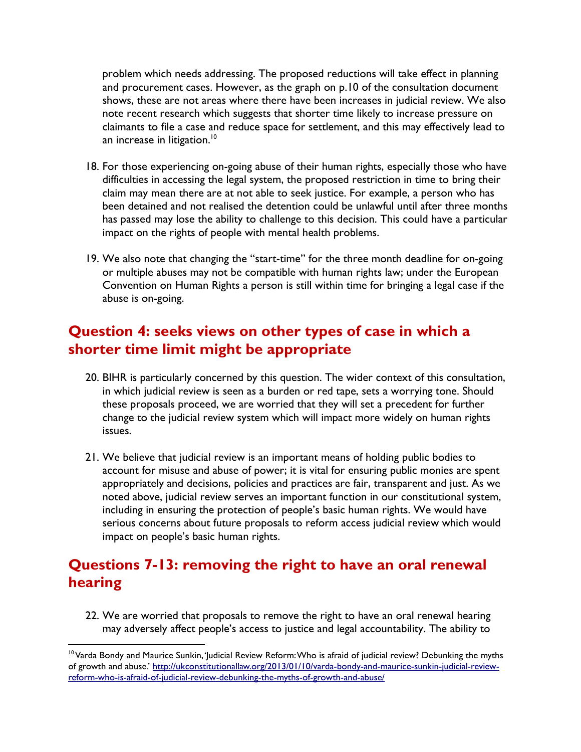problem which needs addressing. The proposed reductions will take effect in planning and procurement cases. However, as the graph on p.10 of the consultation document shows, these are not areas where there have been increases in judicial review. We also note recent research which suggests that shorter time likely to increase pressure on claimants to file a case and reduce space for settlement, and this may effectively lead to an increase in litigation.[10]

18. For those experiencing on-going abuse of their human rights, especially those who have difficulties in accessing the legal system, the proposed restriction in time to bring their claim may mean there are at not able to seek justice. For example, a person who has been detained and not realised the detention could be unlawful until after three months has passed may lose the ability to challenge to this decision. This could have a particular impact on the rights of people with mental health problems.

19. We also note that changing the "start-time" for the three month deadline for on-going or multiple abuses may not be compatible with human rights law; under the European Convention on Human Rights a person is still within time for bringing a legal case if the abuse is on-going.

## Question 4: seeks views on other types of case in which a shorter time limit might be appropriate

20. BIHR is particularly concerned by this question. The wider context of this consultation, in which judicial review is seen as a burden or red tape, sets a worrying tone. Should these proposals proceed, we are worried that they will set a precedent for further change to the judicial review system which will impact more widely on human rights issues.

21. We believe that judicial review is an important means of holding public bodies to account for misuse and abuse of power; it is vital for ensuring public monies are spent appropriately and decisions, policies and practices are fair, transparent and just. As we noted above, judicial review serves an important function in our constitutional system, including in ensuring the protection of people's basic human rights. We would have serious concerns about future proposals to reform access judicial review which would impact on people's basic human rights.

## Questions 7-13: removing the right to have an oral renewal hearing

22. We are worried that proposals to remove the right to have an oral renewal hearing may adversely affect people's access to justice and legal accountability. The ability to

---

[10] Varda Bondy and Maurice Sunkin, 'Judicial Review Reform: Who is afraid of judicial review? Debunking the myths of growth and abuse.' http://ukconstitutionallaw.org/2013/01/10/varda-bondy-and-maurice-sunkin-judicial-review-reform-who-is-afraid-of-judicial-review-debunking-the-myths-of-growth-and-abuse/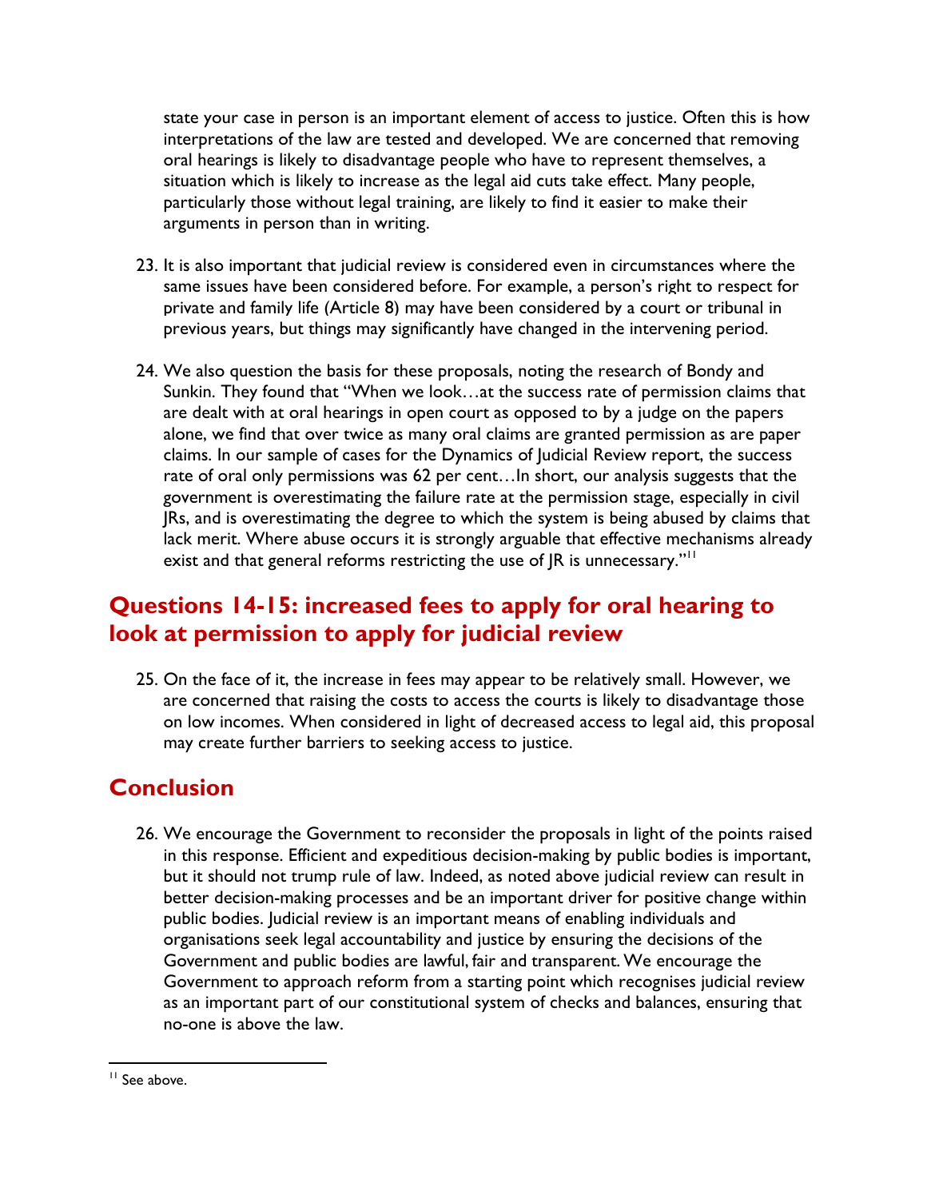state your case in person is an important element of access to justice. Often this is how interpretations of the law are tested and developed. We are concerned that removing oral hearings is likely to disadvantage people who have to represent themselves, a situation which is likely to increase as the legal aid cuts take effect. Many people, particularly those without legal training, are likely to find it easier to make their arguments in person than in writing.

23. It is also important that judicial review is considered even in circumstances where the same issues have been considered before. For example, a person's right to respect for private and family life (Article 8) may have been considered by a court or tribunal in previous years, but things may significantly have changed in the intervening period.

24. We also question the basis for these proposals, noting the research of Bondy and Sunkin. They found that "When we look…at the success rate of permission claims that are dealt with at oral hearings in open court as opposed to by a judge on the papers alone, we find that over twice as many oral claims are granted permission as are paper claims. In our sample of cases for the Dynamics of Judicial Review report, the success rate of oral only permissions was 62 per cent…In short, our analysis suggests that the government is overestimating the failure rate at the permission stage, especially in civil JRs, and is overestimating the degree to which the system is being abused by claims that lack merit. Where abuse occurs it is strongly arguable that effective mechanisms already exist and that general reforms restricting the use of JR is unnecessary."[11]

## Questions 14-15: increased fees to apply for oral hearing to look at permission to apply for judicial review

25. On the face of it, the increase in fees may appear to be relatively small. However, we are concerned that raising the costs to access the courts is likely to disadvantage those on low incomes. When considered in light of decreased access to legal aid, this proposal may create further barriers to seeking access to justice.

## Conclusion

26. We encourage the Government to reconsider the proposals in light of the points raised in this response. Efficient and expeditious decision-making by public bodies is important, but it should not trump rule of law. Indeed, as noted above judicial review can result in better decision-making processes and be an important driver for positive change within public bodies. Judicial review is an important means of enabling individuals and organisations seek legal accountability and justice by ensuring the decisions of the Government and public bodies are lawful, fair and transparent. We encourage the Government to approach reform from a starting point which recognises judicial review as an important part of our constitutional system of checks and balances, ensuring that no-one is above the law.

[11] See above.